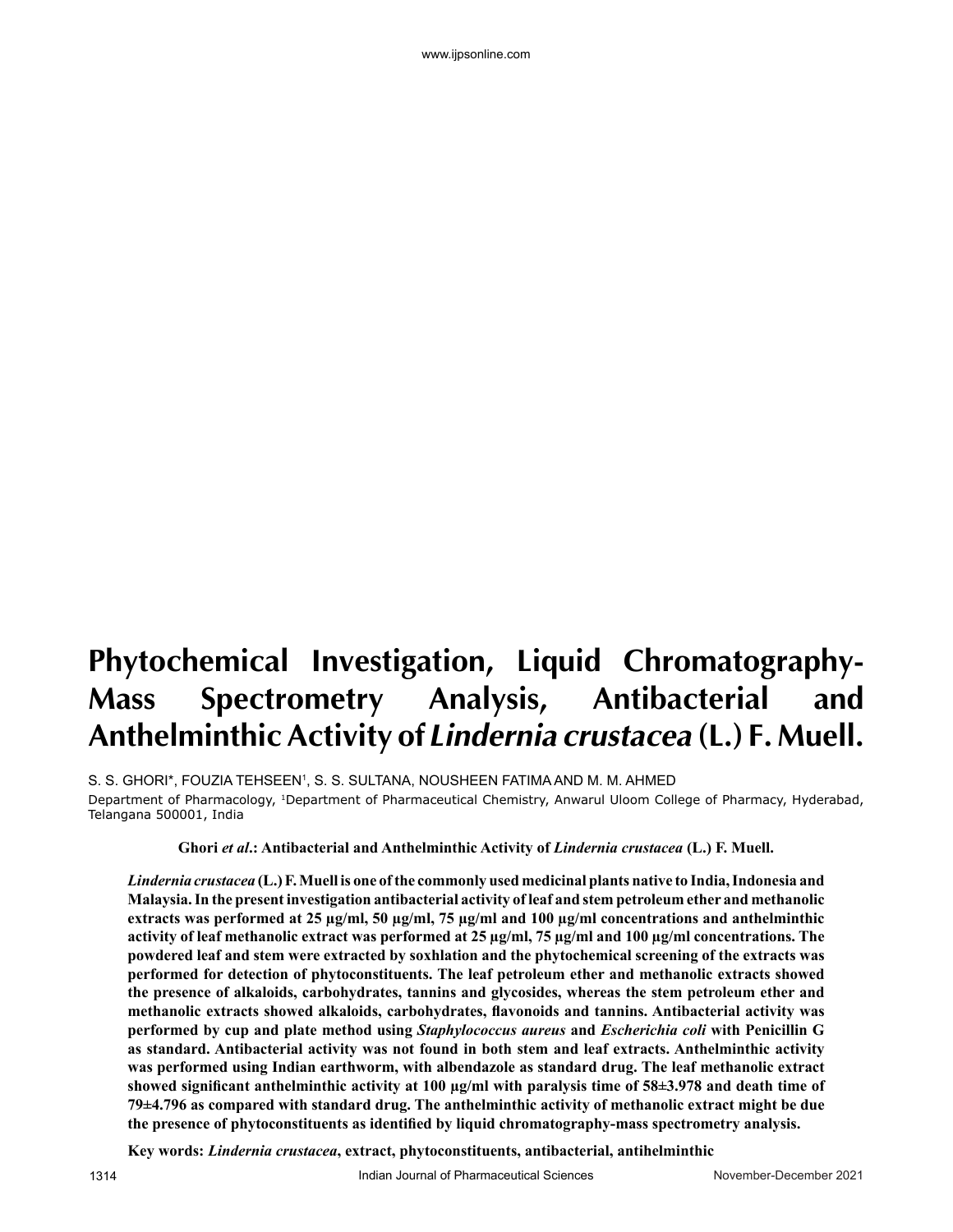# Phytochemical Investigation, Liquid Chromatography-Mass Spectrometry Analysis, Antibacterial and Anthelminthic Activity of *Lindernia crustacea* (L.) F. Muell.

S. S. GHORI*, FOUZIA TEHSEEN[1], S. S. SULTANA, NOUSHEEN FATIMA AND M. M. AHMED

Department of Pharmacology, [1]Department of Pharmaceutical Chemistry, Anwarul Uloom College of Pharmacy, Hyderabad, Telangana 500001, India

**Ghori *et al*.: Antibacterial and Anthelminthic Activity of *Lindernia crustacea* (L.) F. Muell.**

***Lindernia crustacea* (L.) F. Muell is one of the commonly used medicinal plants native to India, Indonesia and Malaysia. In the present investigation antibacterial activity of leaf and stem petroleum ether and methanolic extracts was performed at 25 µg/ml, 50 µg/ml, 75 µg/ml and 100 µg/ml concentrations and anthelminthic activity of leaf methanolic extract was performed at 25 µg/ml, 75 µg/ml and 100 µg/ml concentrations. The powdered leaf and stem were extracted by soxhlation and the phytochemical screening of the extracts was performed for detection of phytoconstituents. The leaf petroleum ether and methanolic extracts showed the presence of alkaloids, carbohydrates, tannins and glycosides, whereas the stem petroleum ether and methanolic extracts showed alkaloids, carbohydrates, flavonoids and tannins. Antibacterial activity was performed by cup and plate method using *Staphylococcus aureus* and *Escherichia coli* with Penicillin G as standard. Antibacterial activity was not found in both stem and leaf extracts. Anthelminthic activity was performed using Indian earthworm, with albendazole as standard drug. The leaf methanolic extract showed significant anthelminthic activity at 100 µg/ml with paralysis time of 58±3.978 and death time of 79±4.796 as compared with standard drug. The anthelminthic activity of methanolic extract might be due the presence of phytoconstituents as identified by liquid chromatography-mass spectrometry analysis.**

**Key words: *Lindernia crustacea*, extract, phytoconstituents, antibacterial, antihelminthic**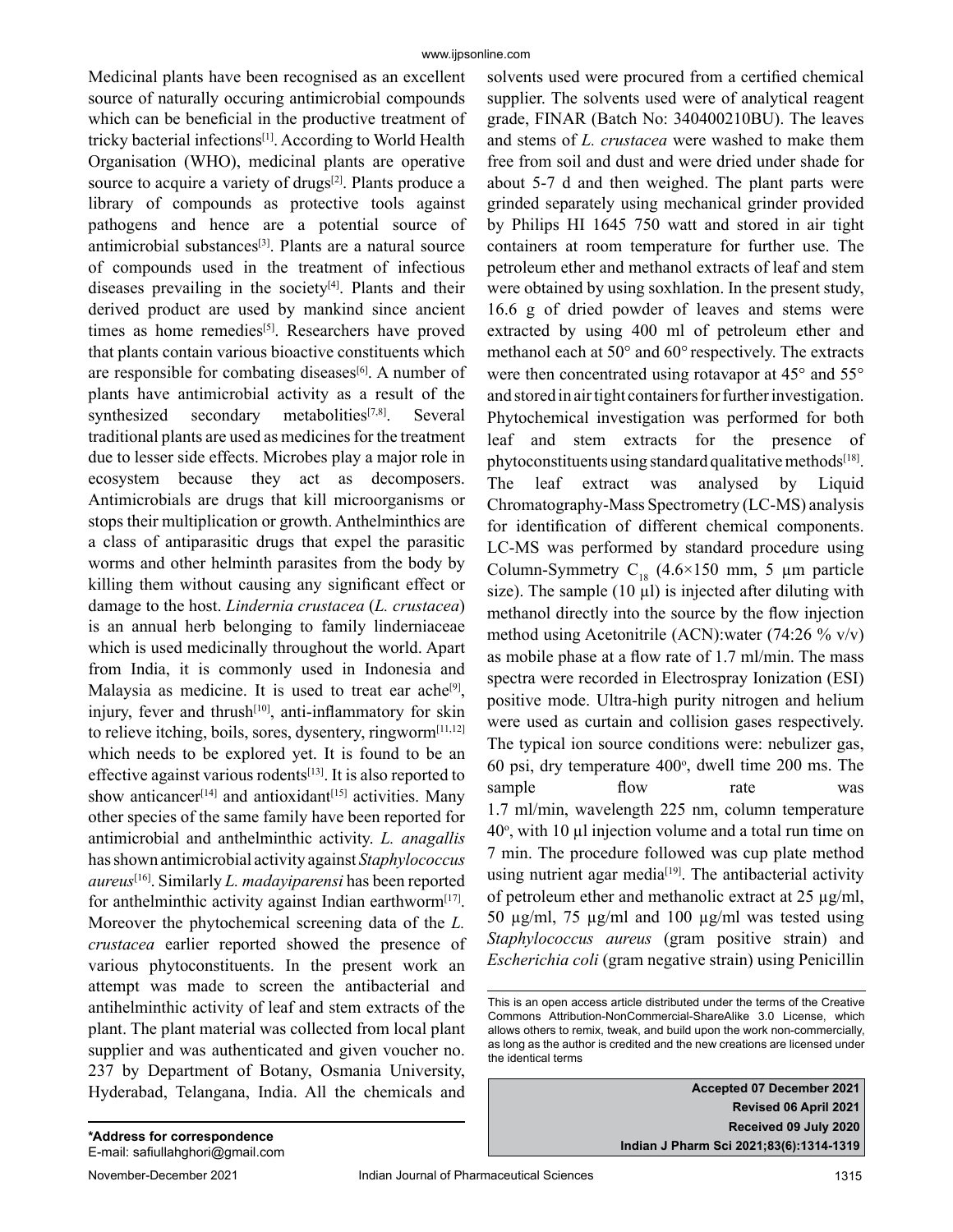Medicinal plants have been recognised as an excellent source of naturally occuring antimicrobial compounds which can be beneficial in the productive treatment of tricky bacterial infections[1]. According to World Health Organisation (WHO), medicinal plants are operative source to acquire a variety of drugs[2]. Plants produce a library of compounds as protective tools against pathogens and hence are a potential source of antimicrobial substances[3]. Plants are a natural source of compounds used in the treatment of infectious diseases prevailing in the society[4]. Plants and their derived product are used by mankind since ancient times as home remedies[5]. Researchers have proved that plants contain various bioactive constituents which are responsible for combating diseases[6]. A number of plants have antimicrobial activity as a result of the synthesized secondary metabolities[7,8]. Several traditional plants are used as medicines for the treatment due to lesser side effects. Microbes play a major role in ecosystem because they act as decomposers. Antimicrobials are drugs that kill microorganisms or stops their multiplication or growth. Anthelminthics are a class of antiparasitic drugs that expel the parasitic worms and other helminth parasites from the body by killing them without causing any significant effect or damage to the host. *Lindernia crustacea* (*L. crustacea*) is an annual herb belonging to family linderniaceae which is used medicinally throughout the world. Apart from India, it is commonly used in Indonesia and Malaysia as medicine. It is used to treat ear ache[9], injury, fever and thrush[10], anti-inflammatory for skin to relieve itching, boils, sores, dysentery, ringworm[11,12] which needs to be explored yet. It is found to be an effective against various rodents[13]. It is also reported to show anticancer[14] and antioxidant[15] activities. Many other species of the same family have been reported for antimicrobial and anthelminthic activity. *L. anagallis* has shown antimicrobial activity against *Staphylococcus aureus*[16]. Similarly *L. madayiparensi* has been reported for anthelminthic activity against Indian earthworm[17]. Moreover the phytochemical screening data of the *L. crustacea* earlier reported showed the presence of various phytoconstituents. In the present work an attempt was made to screen the antibacterial and antihelminthic activity of leaf and stem extracts of the plant. The plant material was collected from local plant supplier and was authenticated and given voucher no. 237 by Department of Botany, Osmania University, Hyderabad, Telangana, India. All the chemicals and solvents used were procured from a certified chemical supplier. The solvents used were of analytical reagent grade, FINAR (Batch No: 340400210BU). The leaves and stems of *L. crustacea* were washed to make them free from soil and dust and were dried under shade for about 5-7 d and then weighed. The plant parts were grinded separately using mechanical grinder provided by Philips HI 1645 750 watt and stored in air tight containers at room temperature for further use. The petroleum ether and methanol extracts of leaf and stem were obtained by using soxhlation. In the present study, 16.6 g of dried powder of leaves and stems were extracted by using 400 ml of petroleum ether and methanol each at 50° and 60° respectively. The extracts were then concentrated using rotavapor at 45° and 55° and stored in air tight containers for further investigation. Phytochemical investigation was performed for both leaf and stem extracts for the presence of phytoconstituents using standard qualitative methods[18]. The leaf extract was analysed by Liquid Chromatography-Mass Spectrometry (LC-MS) analysis for identification of different chemical components. LC-MS was performed by standard procedure using Column-Symmetry $C_{18}$ (4.6×150 mm, 5 µm particle size). The sample (10 µl) is injected after diluting with methanol directly into the source by the flow injection method using Acetonitrile (ACN):water (74:26 % v/v) as mobile phase at a flow rate of 1.7 ml/min. The mass spectra were recorded in Electrospray Ionization (ESI) positive mode. Ultra-high purity nitrogen and helium were used as curtain and collision gases respectively. The typical ion source conditions were: nebulizer gas, 60 psi, dry temperature 400°, dwell time 200 ms. The sample flow rate was 1.7 ml/min, wavelength 225 nm, column temperature 40°, with 10 µl injection volume and a total run time on 7 min. The procedure followed was cup plate method using nutrient agar media[19]. The antibacterial activity of petroleum ether and methanolic extract at 25 µg/ml, 50 µg/ml, 75 µg/ml and 100 µg/ml was tested using *Staphylococcus aureus* (gram positive strain) and *Escherichia coli* (gram negative strain) using Penicillin

This is an open access article distributed under the terms of the Creative Commons Attribution-NonCommercial-ShareAlike 3.0 License, which allows others to remix, tweak, and build upon the work non-commercially, as long as the author is credited and the new creations are licensed under the identical terms

**Accepted 07 December 2021**
**Revised 06 April 2021**
**Received 09 July 2020**
**Indian J Pharm Sci 2021;83(6):1314-1319**

**\*Address for correspondence**
E-mail: safiullahghori@gmail.com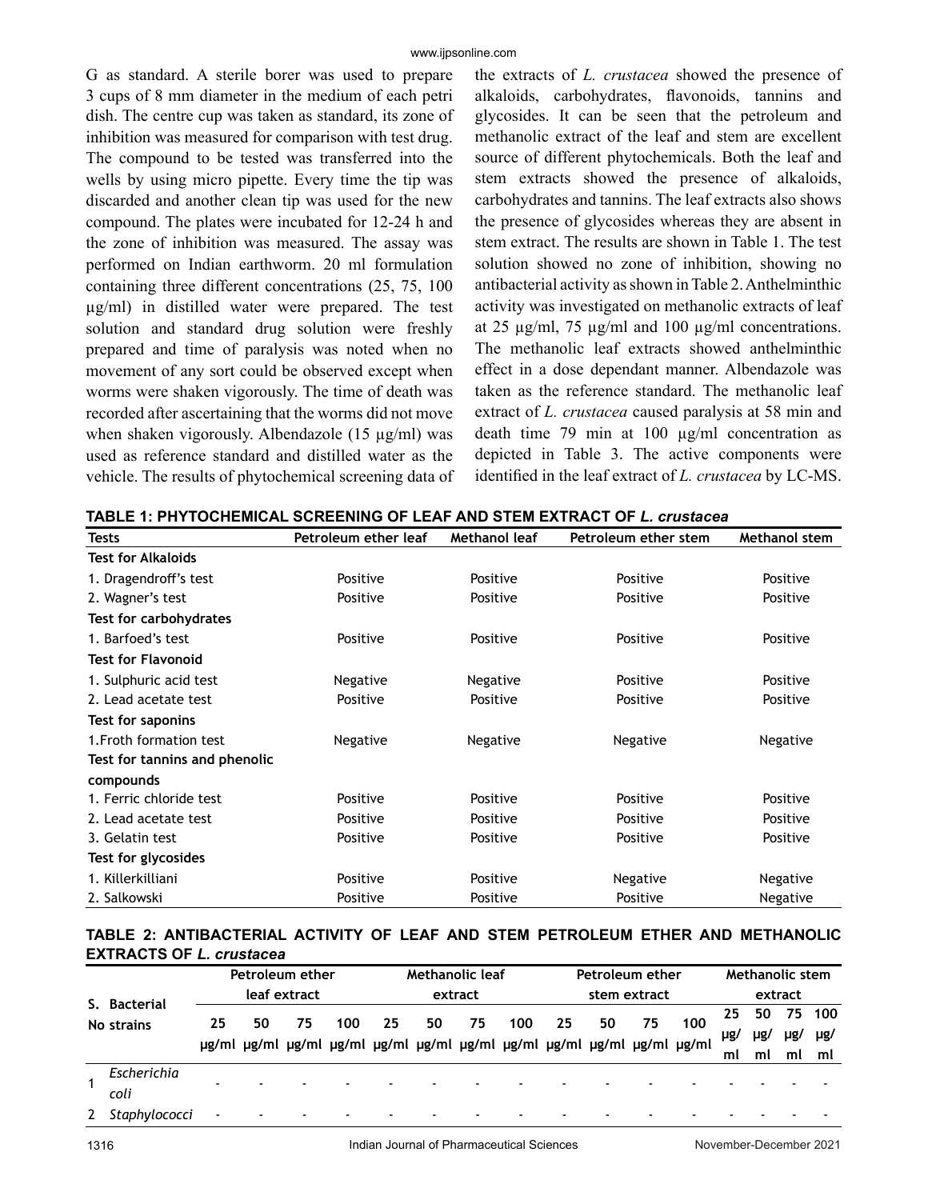G as standard. A sterile borer was used to prepare 3 cups of 8 mm diameter in the medium of each petri dish. The centre cup was taken as standard, its zone of inhibition was measured for comparison with test drug. The compound to be tested was transferred into the wells by using micro pipette. Every time the tip was discarded and another clean tip was used for the new compound. The plates were incubated for 12-24 h and the zone of inhibition was measured. The assay was performed on Indian earthworm. 20 ml formulation containing three different concentrations (25, 75, 100 µg/ml) in distilled water were prepared. The test solution and standard drug solution were freshly prepared and time of paralysis was noted when no movement of any sort could be observed except when worms were shaken vigorously. The time of death was recorded after ascertaining that the worms did not move when shaken vigorously. Albendazole (15 µg/ml) was used as reference standard and distilled water as the vehicle. The results of phytochemical screening data of the extracts of *L. crustacea* showed the presence of alkaloids, carbohydrates, flavonoids, tannins and glycosides. It can be seen that the petroleum and methanolic extract of the leaf and stem are excellent source of different phytochemicals. Both the leaf and stem extracts showed the presence of alkaloids, carbohydrates and tannins. The leaf extracts also shows the presence of glycosides whereas they are absent in stem extract. The results are shown in Table 1. The test solution showed no zone of inhibition, showing no antibacterial activity as shown in Table 2. Anthelminthic activity was investigated on methanolic extracts of leaf at 25 µg/ml, 75 µg/ml and 100 µg/ml concentrations. The methanolic leaf extracts showed anthelminthic effect in a dose dependant manner. Albendazole was taken as the reference standard. The methanolic leaf extract of *L. crustacea* caused paralysis at 58 min and death time 79 min at 100 µg/ml concentration as depicted in Table 3. The active components were identified in the leaf extract of *L. crustacea* by LC-MS.

**TABLE 1: PHYTOCHEMICAL SCREENING OF LEAF AND STEM EXTRACT OF *L. crustacea***

| Tests | Petroleum ether leaf | Methanol leaf | Petroleum ether stem | Methanol stem |
|---|---|---|---|---|
| **Test for Alkaloids** | | | | |
| 1. Dragendroff's test | Positive | Positive | Positive | Positive |
| 2. Wagner's test | Positive | Positive | Positive | Positive |
| **Test for carbohydrates** | | | | |
| 1. Barfoed's test | Positive | Positive | Positive | Positive |
| **Test for Flavonoid** | | | | |
| 1. Sulphuric acid test | Negative | Negative | Positive | Positive |
| 2. Lead acetate test | Positive | Positive | Positive | Positive |
| **Test for saponins** | | | | |
| 1.Froth formation test | Negative | Negative | Negative | Negative |
| **Test for tannins and phenolic compounds** | | | | |
| 1. Ferric chloride test | Positive | Positive | Positive | Positive |
| 2. Lead acetate test | Positive | Positive | Positive | Positive |
| 3. Gelatin test | Positive | Positive | Positive | Positive |
| **Test for glycosides** | | | | |
| 1. Killerkilliani | Positive | Positive | Negative | Negative |
| 2. Salkowski | Positive | Positive | Positive | Negative |

**TABLE 2: ANTIBACTERIAL ACTIVITY OF LEAF AND STEM PETROLEUM ETHER AND METHANOLIC EXTRACTS OF *L. crustacea***

| S. No | Bacterial strains | Petroleum ether leaf extract | | | | Methanolic leaf extract | | | | Petroleum ether stem extract | | | | Methanolic stem extract | | | |
|---|---|---|---|---|---|---|---|---|---|---|---|---|---|---|---|---|---|
| | | 25 µg/ml | 50 µg/ml | 75 µg/ml | 100 µg/ml | 25 µg/ml | 50 µg/ml | 75 µg/ml | 100 µg/ml | 25 µg/ml | 50 µg/ml | 75 µg/ml | 100 µg/ml | 25 µg/ml | 50 µg/ml | 75 µg/ml | 100 µg/ml |
| 1 | *Escherichia coli* | - | - | - | - | - | - | - | - | - | - | - | - | - | - | - | - |
| 2 | *Staphylococci* | - | - | - | - | - | - | - | - | - | - | - | - | - | - | - | - |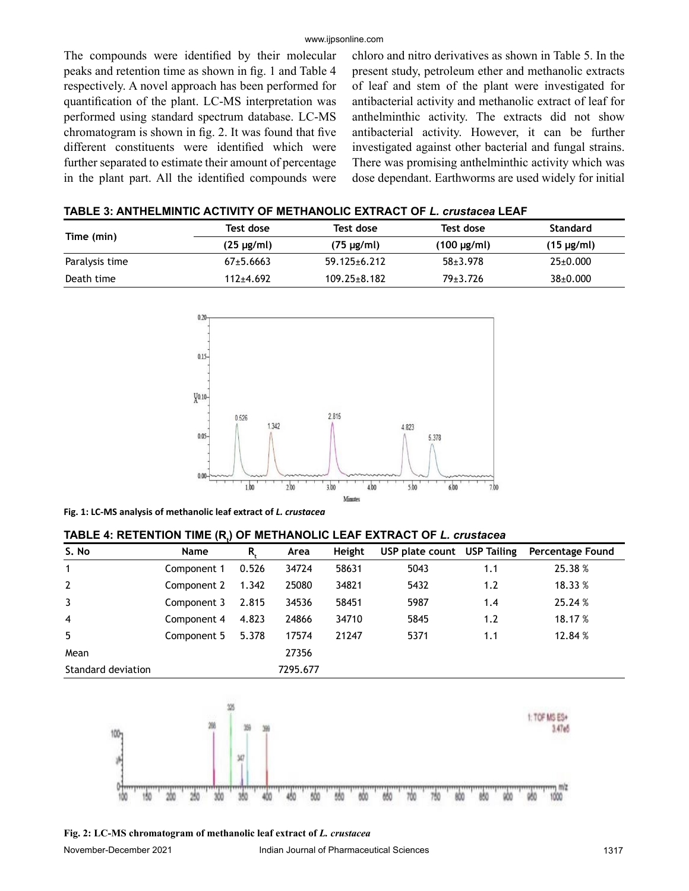The compounds were identified by their molecular peaks and retention time as shown in fig. 1 and Table 4 respectively. A novel approach has been performed for quantification of the plant. LC-MS interpretation was performed using standard spectrum database. LC-MS chromatogram is shown in fig. 2. It was found that five different constituents were identified which were further separated to estimate their amount of percentage in the plant part. All the identified compounds were chloro and nitro derivatives as shown in Table 5. In the present study, petroleum ether and methanolic extracts of leaf and stem of the plant were investigated for antibacterial activity and methanolic extract of leaf for anthelminthic activity. The extracts did not show antibacterial activity. However, it can be further investigated against other bacterial and fungal strains. There was promising anthelminthic activity which was dose dependant. Earthworms are used widely for initial

**TABLE 3: ANTHELMINTIC ACTIVITY OF METHANOLIC EXTRACT OF *L. crustacea* LEAF**

| Time (min) | Test dose | Test dose | Test dose | Standard |
|---|---|---|---|---|
| | (25 μg/ml) | (75 μg/ml) | (100 μg/ml) | (15 μg/ml) |
| Paralysis time | 67±5.6663 | 59.125±6.212 | 58±3.978 | 25±0.000 |
| Death time | 112±4.692 | 109.25±8.182 | 79±3.726 | 38±0.000 |

**Fig. 1: LC-MS analysis of methanolic leaf extract of *L. crustacea***

**TABLE 4: RETENTION TIME ($R_t$) OF METHANOLIC LEAF EXTRACT OF *L. crustacea***

| S. No | Name | $R_t$ | Area | Height | USP plate count | USP Tailing | Percentage Found |
|---|---|---|---|---|---|---|---|
| 1 | Component 1 | 0.526 | 34724 | 58631 | 5043 | 1.1 | 25.38 % |
| 2 | Component 2 | 1.342 | 25080 | 34821 | 5432 | 1.2 | 18.33 % |
| 3 | Component 3 | 2.815 | 34536 | 58451 | 5987 | 1.4 | 25.24 % |
| 4 | Component 4 | 4.823 | 24866 | 34710 | 5845 | 1.2 | 18.17 % |
| 5 | Component 5 | 5.378 | 17574 | 21247 | 5371 | 1.1 | 12.84 % |
| Mean | | | 27356 | | | | |
| Standard deviation | | | 7295.677 | | | | |

**Fig. 2: LC-MS chromatogram of methanolic leaf extract of *L. crustacea***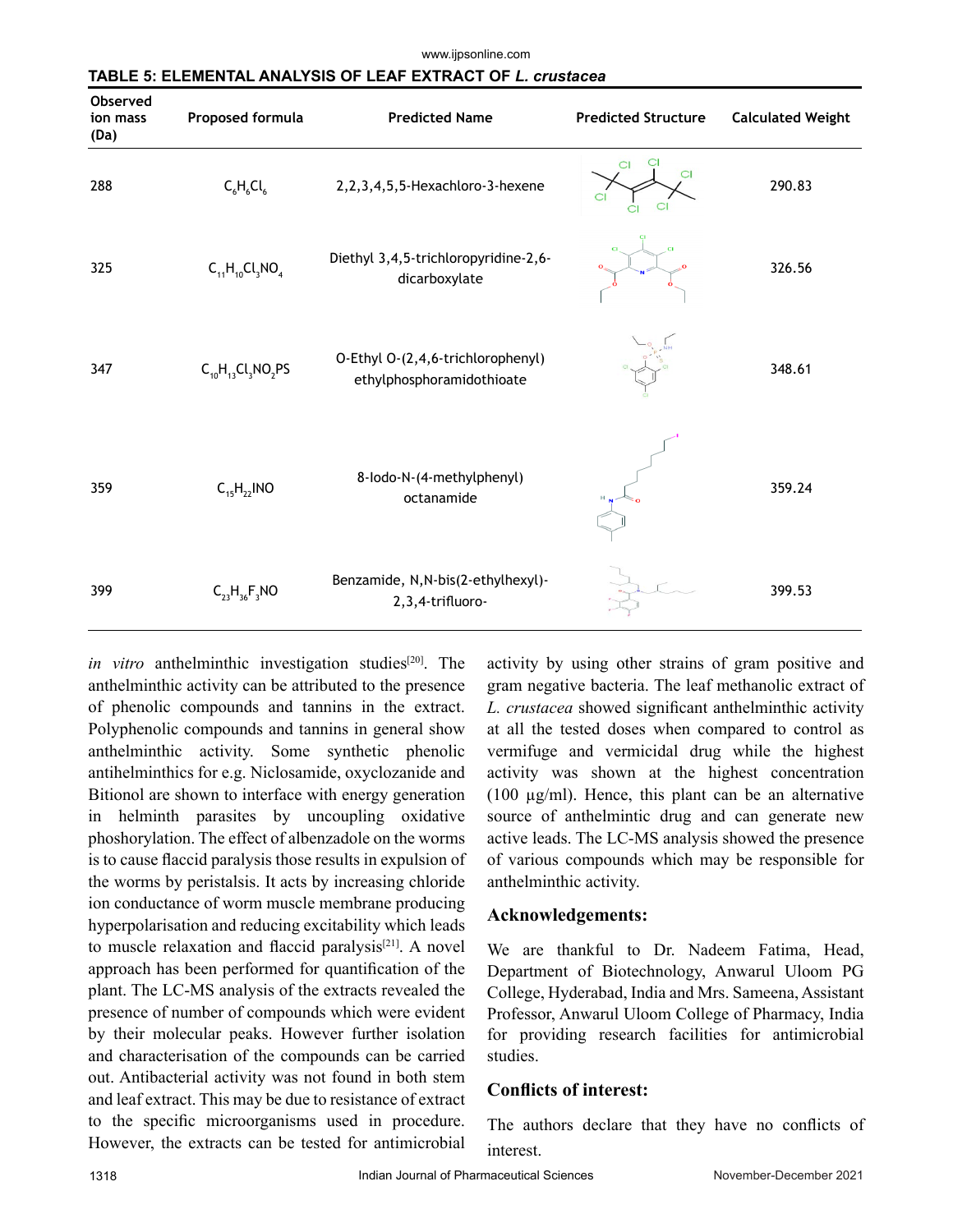**TABLE 5: ELEMENTAL ANALYSIS OF LEAF EXTRACT OF *L. crustacea***

| Observed ion mass (Da) | Proposed formula | Predicted Name | Predicted Structure | Calculated Weight |
|---|---|---|---|---|
| 288 | $C_6H_6Cl_6$ | 2,2,3,4,5,5-Hexachloro-3-hexene | | 290.83 |
| 325 | $C_{11}H_{10}Cl_3NO_4$ | Diethyl 3,4,5-trichloropyridine-2,6-dicarboxylate | | 326.56 |
| 347 | $C_{10}H_{13}Cl_3NO_2PS$ | O-Ethyl O-(2,4,6-trichlorophenyl) ethylphosphoramidothioate | | 348.61 |
| 359 | $C_{15}H_{22}INO$ | 8-Iodo-N-(4-methylphenyl) octanamide | | 359.24 |
| 399 | $C_{23}H_{36}F_3NO$ | Benzamide, N,N-bis(2-ethylhexyl)-2,3,4-trifluoro- | | 399.53 |

*in vitro* anthelminthic investigation studies[20]. The anthelminthic activity can be attributed to the presence of phenolic compounds and tannins in the extract. Polyphenolic compounds and tannins in general show anthelminthic activity. Some synthetic phenolic antihelminthics for e.g. Niclosamide, oxyclozanide and Bitionol are shown to interface with energy generation in helminth parasites by uncoupling oxidative phoshorylation. The effect of albenzadole on the worms is to cause flaccid paralysis those results in expulsion of the worms by peristalsis. It acts by increasing chloride ion conductance of worm muscle membrane producing hyperpolarisation and reducing excitability which leads to muscle relaxation and flaccid paralysis[21]. A novel approach has been performed for quantification of the plant. The LC-MS analysis of the extracts revealed the presence of number of compounds which were evident by their molecular peaks. However further isolation and characterisation of the compounds can be carried out. Antibacterial activity was not found in both stem and leaf extract. This may be due to resistance of extract to the specific microorganisms used in procedure. However, the extracts can be tested for antimicrobial activity by using other strains of gram positive and gram negative bacteria. The leaf methanolic extract of *L. crustacea* showed significant anthelminthic activity at all the tested doses when compared to control as vermifuge and vermicidal drug while the highest activity was shown at the highest concentration (100 µg/ml). Hence, this plant can be an alternative source of anthelmintic drug and can generate new active leads. The LC-MS analysis showed the presence of various compounds which may be responsible for anthelminthic activity.

## Acknowledgements:

We are thankful to Dr. Nadeem Fatima, Head, Department of Biotechnology, Anwarul Uloom PG College, Hyderabad, India and Mrs. Sameena, Assistant Professor, Anwarul Uloom College of Pharmacy, India for providing research facilities for antimicrobial studies.

## Conflicts of interest:

The authors declare that they have no conflicts of interest.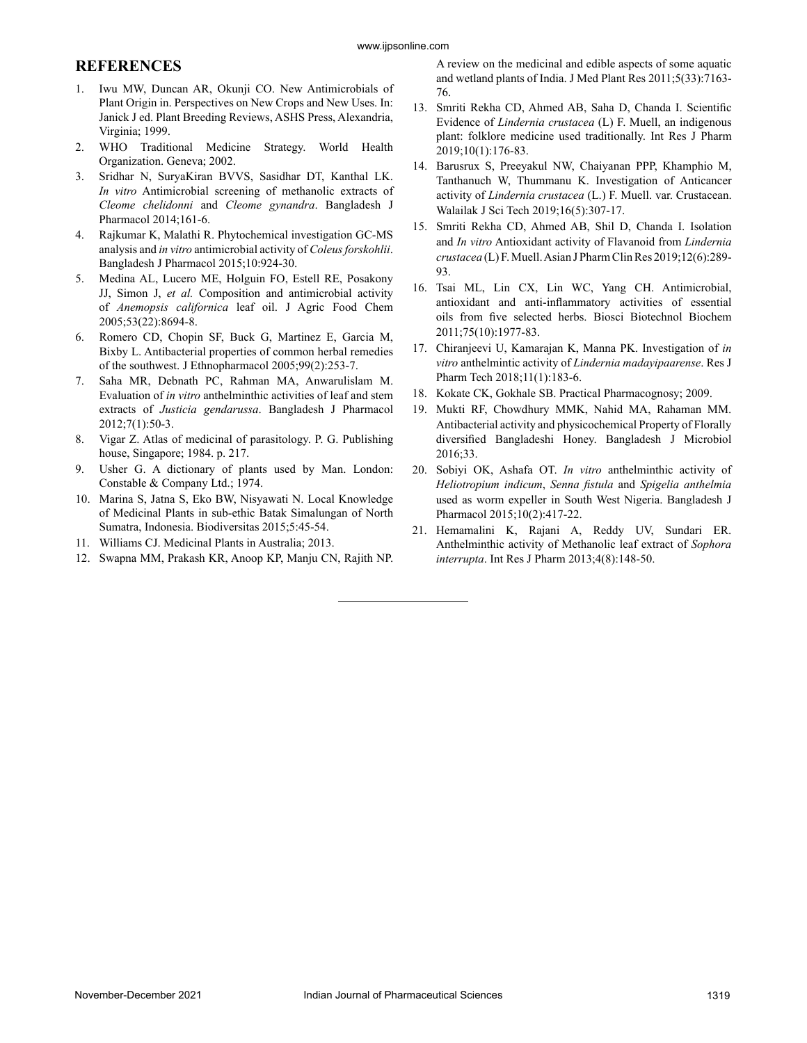## REFERENCES

1. Iwu MW, Duncan AR, Okunji CO. New Antimicrobials of Plant Origin in. Perspectives on New Crops and New Uses. In: Janick J ed. Plant Breeding Reviews, ASHS Press, Alexandria, Virginia; 1999.
2. WHO Traditional Medicine Strategy. World Health Organization. Geneva; 2002.
3. Sridhar N, SuryaKiran BVVS, Sasidhar DT, Kanthal LK. *In vitro* Antimicrobial screening of methanolic extracts of *Cleome chelidonni* and *Cleome gynandra*. Bangladesh J Pharmacol 2014;161-6.
4. Rajkumar K, Malathi R. Phytochemical investigation GC-MS analysis and *in vitro* antimicrobial activity of *Coleus forskohlii*. Bangladesh J Pharmacol 2015;10:924-30.
5. Medina AL, Lucero ME, Holguin FO, Estell RE, Posakony JJ, Simon J, *et al.* Composition and antimicrobial activity of *Anemopsis californica* leaf oil. J Agric Food Chem 2005;53(22):8694-8.
6. Romero CD, Chopin SF, Buck G, Martinez E, Garcia M, Bixby L. Antibacterial properties of common herbal remedies of the southwest. J Ethnopharmacol 2005;99(2):253-7.
7. Saha MR, Debnath PC, Rahman MA, Anwarulislam M. Evaluation of *in vitro* anthelminthic activities of leaf and stem extracts of *Justicia gendarussa*. Bangladesh J Pharmacol 2012;7(1):50-3.
8. Vigar Z. Atlas of medicinal of parasitology. P. G. Publishing house, Singapore; 1984. p. 217.
9. Usher G. A dictionary of plants used by Man. London: Constable & Company Ltd.; 1974.
10. Marina S, Jatna S, Eko BW, Nisyawati N. Local Knowledge of Medicinal Plants in sub-ethic Batak Simalungan of North Sumatra, Indonesia. Biodiversitas 2015;5:45-54.
11. Williams CJ. Medicinal Plants in Australia; 2013.
12. Swapna MM, Prakash KR, Anoop KP, Manju CN, Rajith NP. A review on the medicinal and edible aspects of some aquatic and wetland plants of India. J Med Plant Res 2011;5(33):7163-76.
13. Smriti Rekha CD, Ahmed AB, Saha D, Chanda I. Scientific Evidence of *Lindernia crustacea* (L) F. Muell, an indigenous plant: folklore medicine used traditionally. Int Res J Pharm 2019;10(1):176-83.
14. Barusrux S, Preeyakul NW, Chaiyanan PPP, Khamphio M, Tanthanuch W, Thummanu K. Investigation of Anticancer activity of *Lindernia crustacea* (L.) F. Muell. var. Crustacean. Walailak J Sci Tech 2019;16(5):307-17.
15. Smriti Rekha CD, Ahmed AB, Shil D, Chanda I. Isolation and *In vitro* Antioxidant activity of Flavanoid from *Lindernia crustacea* (L) F. Muell. Asian J Pharm Clin Res 2019;12(6):289-93.
16. Tsai ML, Lin CX, Lin WC, Yang CH. Antimicrobial, antioxidant and anti-inflammatory activities of essential oils from five selected herbs. Biosci Biotechnol Biochem 2011;75(10):1977-83.
17. Chiranjeevi U, Kamarajan K, Manna PK. Investigation of *in vitro* anthelmintic activity of *Lindernia madayipaarense*. Res J Pharm Tech 2018;11(1):183-6.
18. Kokate CK, Gokhale SB. Practical Pharmacognosy; 2009.
19. Mukti RF, Chowdhury MMK, Nahid MA, Rahaman MM. Antibacterial activity and physicochemical Property of Florally diversified Bangladeshi Honey. Bangladesh J Microbiol 2016;33.
20. Sobiyi OK, Ashafa OT. *In vitro* anthelminthic activity of *Heliotropium indicum*, *Senna fistula* and *Spigelia anthelmia* used as worm expeller in South West Nigeria. Bangladesh J Pharmacol 2015;10(2):417-22.
21. Hemamalini K, Rajani A, Reddy UV, Sundari ER. Anthelminthic activity of Methanolic leaf extract of *Sophora interrupta*. Int Res J Pharm 2013;4(8):148-50.